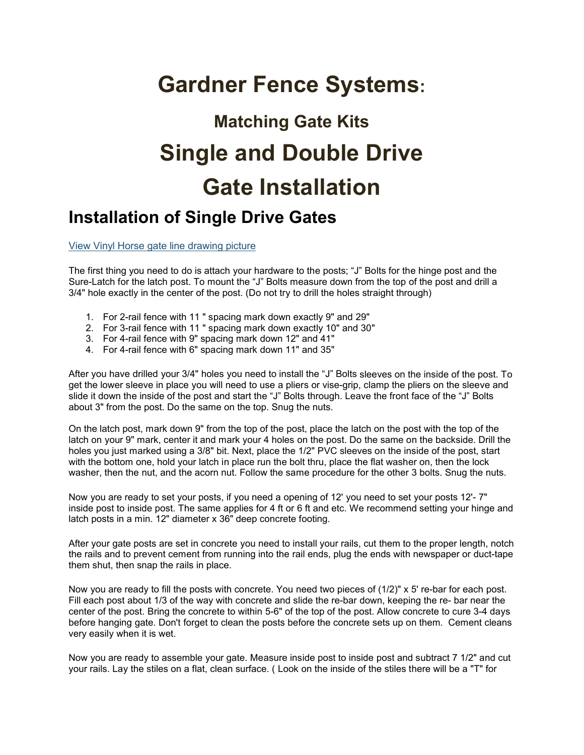# Gardner Fence Systems:

## Matching Gate Kits

# Single and Double Drive Gate Installation

## Installation of Single Drive Gates

[View Vinyl Horse gate line drawing picture]

The first thing you need to do is attach your hardware to the posts; "J" Bolts for the hinge post and the Sure-Latch for the latch post. To mount the "J" Bolts measure down from the top of the post and drill a 3/4" hole exactly in the center of the post. (Do not try to drill the holes straight through)

1. For 2-rail fence with 11 " spacing mark down exactly 9" and 29"
2. For 3-rail fence with 11 " spacing mark down exactly 10" and 30"
3. For 4-rail fence with 9" spacing mark down 12" and 41"
4. For 4-rail fence with 6" spacing mark down 11" and 35"

After you have drilled your 3/4" holes you need to install the "J" Bolts sleeves on the inside of the post. To get the lower sleeve in place you will need to use a pliers or vise-grip, clamp the pliers on the sleeve and slide it down the inside of the post and start the "J" Bolts through. Leave the front face of the "J" Bolts about 3" from the post. Do the same on the top. Snug the nuts.

On the latch post, mark down 9" from the top of the post, place the latch on the post with the top of the latch on your 9" mark, center it and mark your 4 holes on the post. Do the same on the backside. Drill the holes you just marked using a 3/8" bit. Next, place the 1/2" PVC sleeves on the inside of the post, start with the bottom one, hold your latch in place run the bolt thru, place the flat washer on, then the lock washer, then the nut, and the acorn nut. Follow the same procedure for the other 3 bolts. Snug the nuts.

Now you are ready to set your posts, if you need a opening of 12' you need to set your posts 12'- 7" inside post to inside post. The same applies for 4 ft or 6 ft and etc. We recommend setting your hinge and latch posts in a min. 12" diameter x 36" deep concrete footing.

After your gate posts are set in concrete you need to install your rails, cut them to the proper length, notch the rails and to prevent cement from running into the rail ends, plug the ends with newspaper or duct-tape them shut, then snap the rails in place.

Now you are ready to fill the posts with concrete. You need two pieces of (1/2)" x 5' re-bar for each post. Fill each post about 1/3 of the way with concrete and slide the re-bar down, keeping the re- bar near the center of the post. Bring the concrete to within 5-6" of the top of the post. Allow concrete to cure 3-4 days before hanging gate. Don't forget to clean the posts before the concrete sets up on them. Cement cleans very easily when it is wet.

Now you are ready to assemble your gate. Measure inside post to inside post and subtract 7 1/2" and cut your rails. Lay the stiles on a flat, clean surface. ( Look on the inside of the stiles there will be a "T" for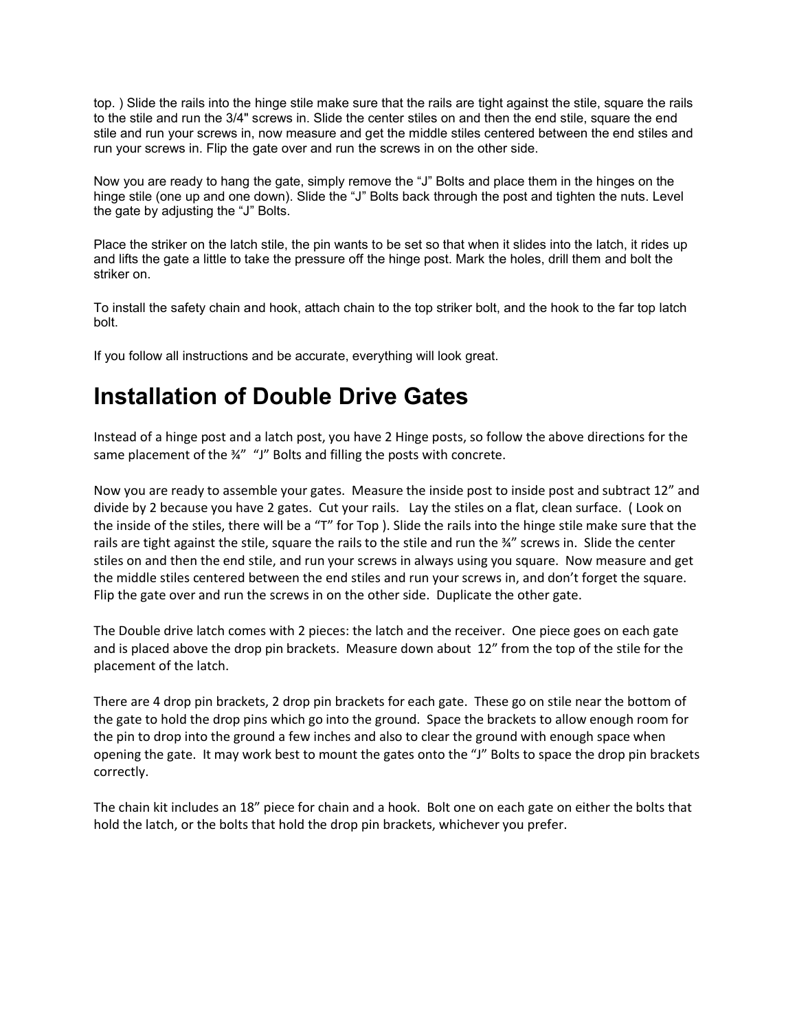top. ) Slide the rails into the hinge stile make sure that the rails are tight against the stile, square the rails to the stile and run the 3/4" screws in. Slide the center stiles on and then the end stile, square the end stile and run your screws in, now measure and get the middle stiles centered between the end stiles and run your screws in. Flip the gate over and run the screws in on the other side.

Now you are ready to hang the gate, simply remove the “J” Bolts and place them in the hinges on the hinge stile (one up and one down). Slide the “J” Bolts back through the post and tighten the nuts. Level the gate by adjusting the “J” Bolts.

Place the striker on the latch stile, the pin wants to be set so that when it slides into the latch, it rides up and lifts the gate a little to take the pressure off the hinge post. Mark the holes, drill them and bolt the striker on.

To install the safety chain and hook, attach chain to the top striker bolt, and the hook to the far top latch bolt.

If you follow all instructions and be accurate, everything will look great.

# Installation of Double Drive Gates

Instead of a hinge post and a latch post, you have 2 Hinge posts, so follow the above directions for the same placement of the ¾”  “J” Bolts and filling the posts with concrete.

Now you are ready to assemble your gates. Measure the inside post to inside post and subtract 12” and divide by 2 because you have 2 gates. Cut your rails. Lay the stiles on a flat, clean surface. ( Look on the inside of the stiles, there will be a “T” for Top ). Slide the rails into the hinge stile make sure that the rails are tight against the stile, square the rails to the stile and run the ¾” screws in. Slide the center stiles on and then the end stile, and run your screws in always using you square. Now measure and get the middle stiles centered between the end stiles and run your screws in, and don’t forget the square. Flip the gate over and run the screws in on the other side. Duplicate the other gate.

The Double drive latch comes with 2 pieces: the latch and the receiver. One piece goes on each gate and is placed above the drop pin brackets. Measure down about 12” from the top of the stile for the placement of the latch.

There are 4 drop pin brackets, 2 drop pin brackets for each gate. These go on stile near the bottom of the gate to hold the drop pins which go into the ground. Space the brackets to allow enough room for the pin to drop into the ground a few inches and also to clear the ground with enough space when opening the gate. It may work best to mount the gates onto the “J” Bolts to space the drop pin brackets correctly.

The chain kit includes an 18” piece for chain and a hook. Bolt one on each gate on either the bolts that hold the latch, or the bolts that hold the drop pin brackets, whichever you prefer.